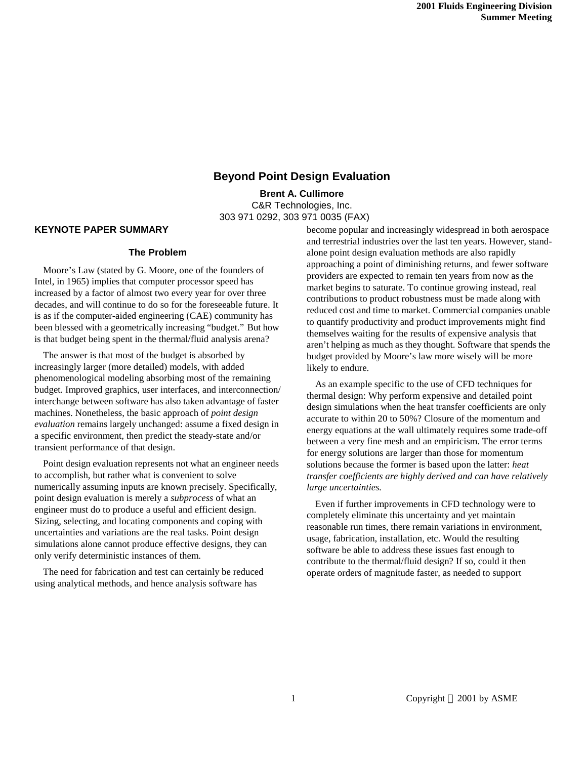# Beyond Point Design Evaluation

**Brent A. Cullimore**
C&R Technologies, Inc.
303 971 0292, 303 971 0035 (FAX)

## KEYNOTE PAPER SUMMARY

### The Problem

Moore's Law (stated by G. Moore, one of the founders of Intel, in 1965) implies that computer processor speed has increased by a factor of almost two every year for over three decades, and will continue to do so for the foreseeable future. It is as if the computer-aided engineering (CAE) community has been blessed with a geometrically increasing "budget." But how is that budget being spent in the thermal/fluid analysis arena?

The answer is that most of the budget is absorbed by increasingly larger (more detailed) models, with added phenomenological modeling absorbing most of the remaining budget. Improved graphics, user interfaces, and interconnection/ interchange between software has also taken advantage of faster machines. Nonetheless, the basic approach of *point design evaluation* remains largely unchanged: assume a fixed design in a specific environment, then predict the steady-state and/or transient performance of that design.

Point design evaluation represents not what an engineer needs to accomplish, but rather what is convenient to solve numerically assuming inputs are known precisely. Specifically, point design evaluation is merely a *subprocess* of what an engineer must do to produce a useful and efficient design. Sizing, selecting, and locating components and coping with uncertainties and variations are the real tasks. Point design simulations alone cannot produce effective designs, they can only verify deterministic instances of them.

The need for fabrication and test can certainly be reduced using analytical methods, and hence analysis software has become popular and increasingly widespread in both aerospace and terrestrial industries over the last ten years. However, stand-alone point design evaluation methods are also rapidly approaching a point of diminishing returns, and fewer software providers are expected to remain ten years from now as the market begins to saturate. To continue growing instead, real contributions to product robustness must be made along with reduced cost and time to market. Commercial companies unable to quantify productivity and product improvements might find themselves waiting for the results of expensive analysis that aren't helping as much as they thought. Software that spends the budget provided by Moore's law more wisely will be more likely to endure.

As an example specific to the use of CFD techniques for thermal design: Why perform expensive and detailed point design simulations when the heat transfer coefficients are only accurate to within 20 to 50%? Closure of the momentum and energy equations at the wall ultimately requires some trade-off between a very fine mesh and an empiricism. The error terms for energy solutions are larger than those for momentum solutions because the former is based upon the latter: *heat transfer coefficients are highly derived and can have relatively large uncertainties.*

Even if further improvements in CFD technology were to completely eliminate this uncertainty and yet maintain reasonable run times, there remain variations in environment, usage, fabrication, installation, etc. Would the resulting software be able to address these issues fast enough to contribute to the thermal/fluid design? If so, could it then operate orders of magnitude faster, as needed to support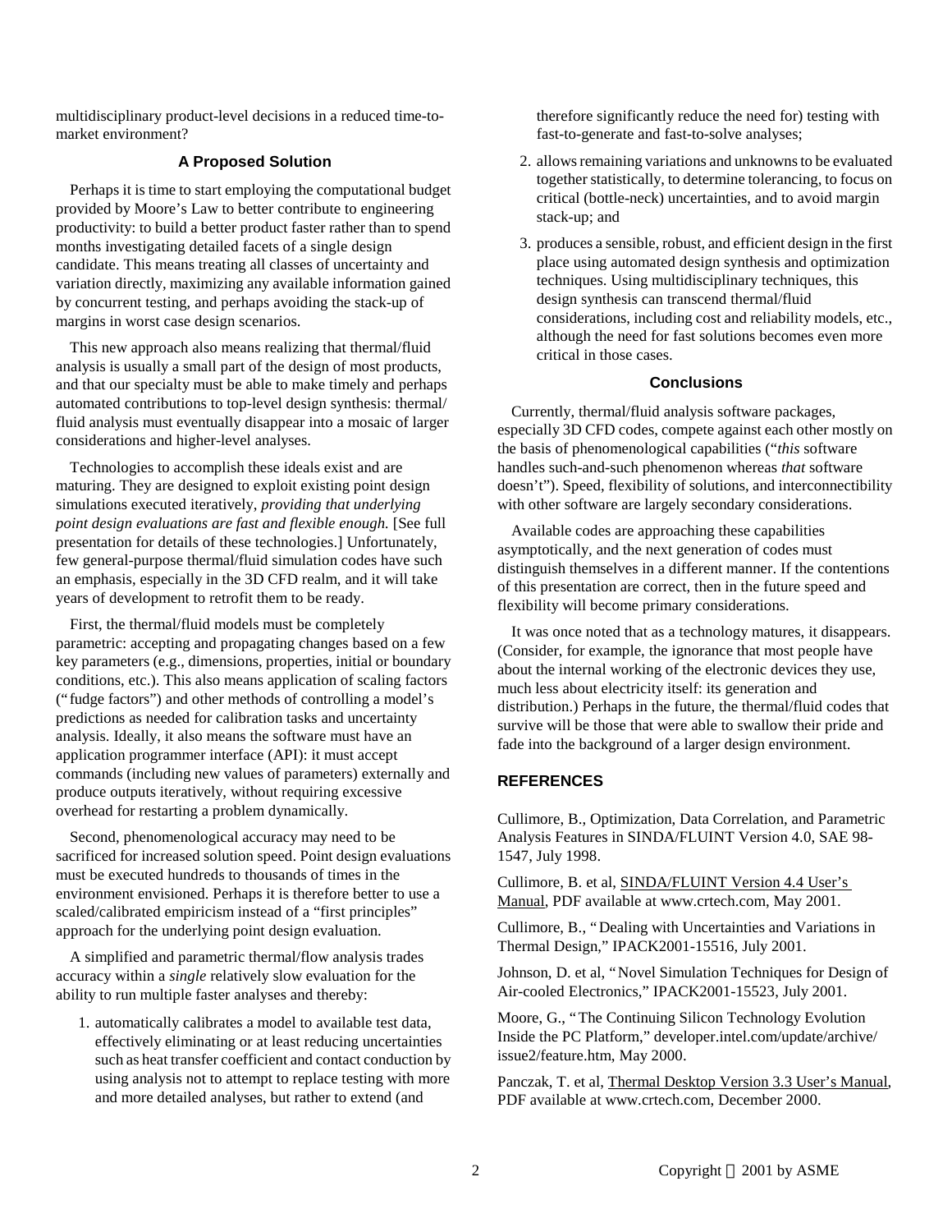multidisciplinary product-level decisions in a reduced time-to-market environment?

### A Proposed Solution

Perhaps it is time to start employing the computational budget provided by Moore's Law to better contribute to engineering productivity: to build a better product faster rather than to spend months investigating detailed facets of a single design candidate. This means treating all classes of uncertainty and variation directly, maximizing any available information gained by concurrent testing, and perhaps avoiding the stack-up of margins in worst case design scenarios.

This new approach also means realizing that thermal/fluid analysis is usually a small part of the design of most products, and that our specialty must be able to make timely and perhaps automated contributions to top-level design synthesis: thermal/fluid analysis must eventually disappear into a mosaic of larger considerations and higher-level analyses.

Technologies to accomplish these ideals exist and are maturing. They are designed to exploit existing point design simulations executed iteratively, *providing that underlying point design evaluations are fast and flexible enough.* [See full presentation for details of these technologies.] Unfortunately, few general-purpose thermal/fluid simulation codes have such an emphasis, especially in the 3D CFD realm, and it will take years of development to retrofit them to be ready.

First, the thermal/fluid models must be completely parametric: accepting and propagating changes based on a few key parameters (e.g., dimensions, properties, initial or boundary conditions, etc.). This also means application of scaling factors ("fudge factors") and other methods of controlling a model's predictions as needed for calibration tasks and uncertainty analysis. Ideally, it also means the software must have an application programmer interface (API): it must accept commands (including new values of parameters) externally and produce outputs iteratively, without requiring excessive overhead for restarting a problem dynamically.

Second, phenomenological accuracy may need to be sacrificed for increased solution speed. Point design evaluations must be executed hundreds to thousands of times in the environment envisioned. Perhaps it is therefore better to use a scaled/calibrated empiricism instead of a "first principles" approach for the underlying point design evaluation.

A simplified and parametric thermal/flow analysis trades accuracy within a *single* relatively slow evaluation for the ability to run multiple faster analyses and thereby:

1. automatically calibrates a model to available test data, effectively eliminating or at least reducing uncertainties such as heat transfer coefficient and contact conduction by using analysis not to attempt to replace testing with more and more detailed analyses, but rather to extend (and therefore significantly reduce the need for) testing with fast-to-generate and fast-to-solve analyses;
2. allows remaining variations and unknowns to be evaluated together statistically, to determine tolerancing, to focus on critical (bottle-neck) uncertainties, and to avoid margin stack-up; and
3. produces a sensible, robust, and efficient design in the first place using automated design synthesis and optimization techniques. Using multidisciplinary techniques, this design synthesis can transcend thermal/fluid considerations, including cost and reliability models, etc., although the need for fast solutions becomes even more critical in those cases.

### Conclusions

Currently, thermal/fluid analysis software packages, especially 3D CFD codes, compete against each other mostly on the basis of phenomenological capabilities ("*this* software handles such-and-such phenomenon whereas *that* software doesn't"). Speed, flexibility of solutions, and interconnectibility with other software are largely secondary considerations.

Available codes are approaching these capabilities asymptotically, and the next generation of codes must distinguish themselves in a different manner. If the contentions of this presentation are correct, then in the future speed and flexibility will become primary considerations.

It was once noted that as a technology matures, it disappears. (Consider, for example, the ignorance that most people have about the internal working of the electronic devices they use, much less about electricity itself: its generation and distribution.) Perhaps in the future, the thermal/fluid codes that survive will be those that were able to swallow their pride and fade into the background of a larger design environment.

## REFERENCES

Cullimore, B., Optimization, Data Correlation, and Parametric Analysis Features in SINDA/FLUINT Version 4.0, SAE 98-1547, July 1998.

Cullimore, B. et al, SINDA/FLUINT Version 4.4 User's Manual, PDF available at www.crtech.com, May 2001.

Cullimore, B., "Dealing with Uncertainties and Variations in Thermal Design," IPACK2001-15516, July 2001.

Johnson, D. et al, "Novel Simulation Techniques for Design of Air-cooled Electronics," IPACK2001-15523, July 2001.

Moore, G., "The Continuing Silicon Technology Evolution Inside the PC Platform," developer.intel.com/update/archive/issue2/feature.htm, May 2000.

Panczak, T. et al, Thermal Desktop Version 3.3 User's Manual, PDF available at www.crtech.com, December 2000.